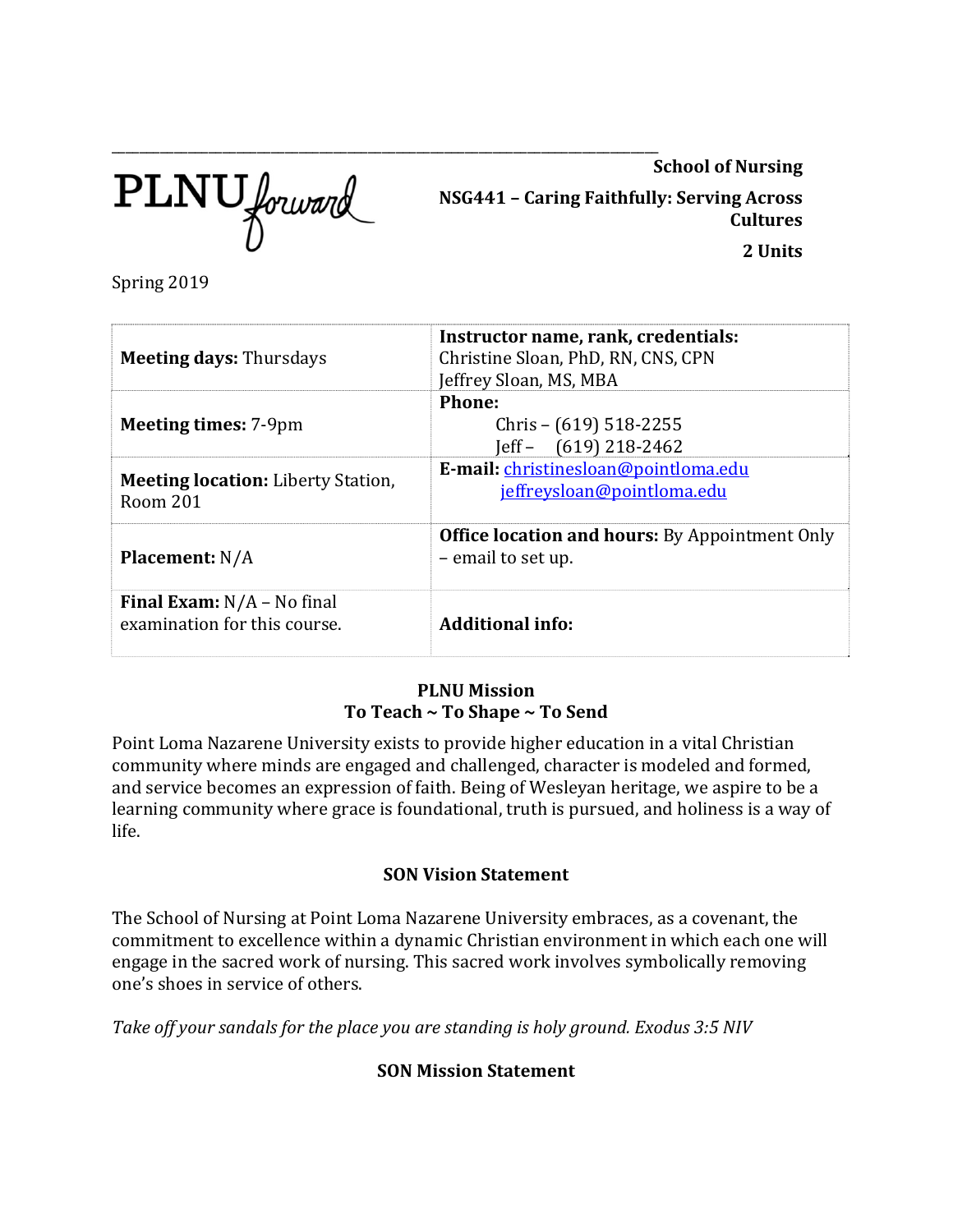PLNU forward

**School of Nursing**

**NSG441 – Caring Faithfully: Serving Across Cultures**

**2 Units**

Spring 2019

| | |
|---|---|
| **Meeting days:** Thursdays | **Instructor name, rank, credentials:** Christine Sloan, PhD, RN, CNS, CPN<br>Jeffrey Sloan, MS, MBA |
| **Meeting times:** 7-9pm | **Phone:**<br>Chris – (619) 518-2255<br>Jeff – (619) 218-2462 |
| **Meeting location:** Liberty Station, Room 201 | **E-mail:** christinesloan@pointloma.edu<br>jeffreysloan@pointloma.edu |
| **Placement:** N/A | **Office location and hours:** By Appointment Only – email to set up. |
| **Final Exam:** N/A – No final examination for this course. | **Additional info:** |

## PLNU Mission
## To Teach ~ To Shape ~ To Send

Point Loma Nazarene University exists to provide higher education in a vital Christian community where minds are engaged and challenged, character is modeled and formed, and service becomes an expression of faith. Being of Wesleyan heritage, we aspire to be a learning community where grace is foundational, truth is pursued, and holiness is a way of life.

## SON Vision Statement

The School of Nursing at Point Loma Nazarene University embraces, as a covenant, the commitment to excellence within a dynamic Christian environment in which each one will engage in the sacred work of nursing. This sacred work involves symbolically removing one's shoes in service of others.

*Take off your sandals for the place you are standing is holy ground. Exodus 3:5 NIV*

## SON Mission Statement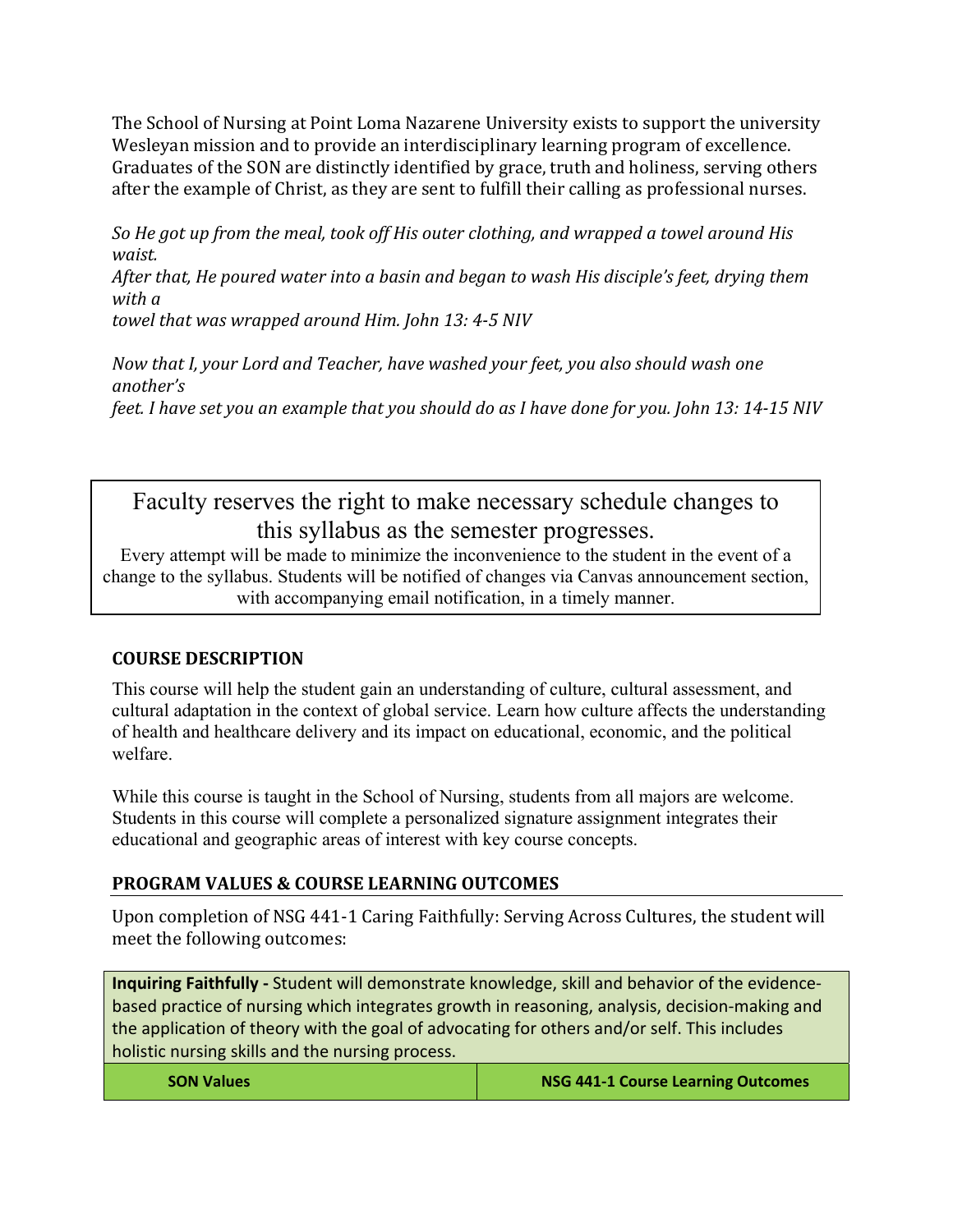The School of Nursing at Point Loma Nazarene University exists to support the university Wesleyan mission and to provide an interdisciplinary learning program of excellence. Graduates of the SON are distinctly identified by grace, truth and holiness, serving others after the example of Christ, as they are sent to fulfill their calling as professional nurses.

*So He got up from the meal, took off His outer clothing, and wrapped a towel around His waist.*
*After that, He poured water into a basin and began to wash His disciple's feet, drying them with a*
*towel that was wrapped around Him. John 13: 4-5 NIV*

*Now that I, your Lord and Teacher, have washed your feet, you also should wash one another's*
*feet. I have set you an example that you should do as I have done for you. John 13: 14-15 NIV*

> Faculty reserves the right to make necessary schedule changes to this syllabus as the semester progresses.
>
> Every attempt will be made to minimize the inconvenience to the student in the event of a change to the syllabus. Students will be notified of changes via Canvas announcement section, with accompanying email notification, in a timely manner.

## COURSE DESCRIPTION

This course will help the student gain an understanding of culture, cultural assessment, and cultural adaptation in the context of global service. Learn how culture affects the understanding of health and healthcare delivery and its impact on educational, economic, and the political welfare.

While this course is taught in the School of Nursing, students from all majors are welcome. Students in this course will complete a personalized signature assignment integrates their educational and geographic areas of interest with key course concepts.

## PROGRAM VALUES & COURSE LEARNING OUTCOMES

Upon completion of NSG 441-1 Caring Faithfully: Serving Across Cultures, the student will meet the following outcomes:

| **Inquiring Faithfully -** Student will demonstrate knowledge, skill and behavior of the evidence-based practice of nursing which integrates growth in reasoning, analysis, decision-making and the application of theory with the goal of advocating for others and/or self. This includes holistic nursing skills and the nursing process. | |
|---|---|
| **SON Values** | **NSG 441-1 Course Learning Outcomes** |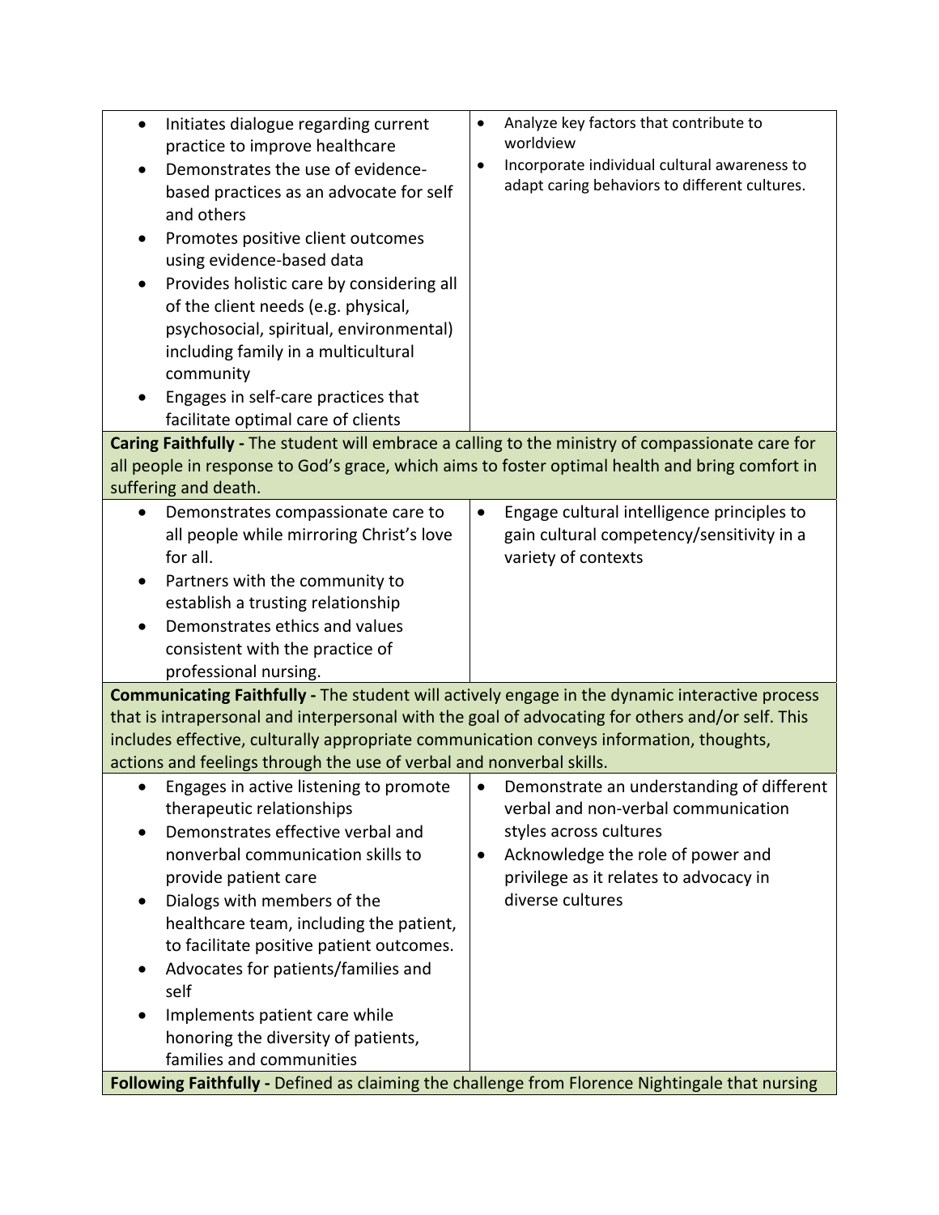| | |
|---|---|
| <ul><li>Initiates dialogue regarding current practice to improve healthcare</li><li>Demonstrates the use of evidence-based practices as an advocate for self and others</li><li>Promotes positive client outcomes using evidence-based data</li><li>Provides holistic care by considering all of the client needs (e.g. physical, psychosocial, spiritual, environmental) including family in a multicultural community</li><li>Engages in self-care practices that facilitate optimal care of clients</li></ul> | <ul><li>Analyze key factors that contribute to worldview</li><li>Incorporate individual cultural awareness to adapt caring behaviors to different cultures.</li></ul> |
| **Caring Faithfully -** The student will embrace a calling to the ministry of compassionate care for all people in response to God's grace, which aims to foster optimal health and bring comfort in suffering and death. | |
| <ul><li>Demonstrates compassionate care to all people while mirroring Christ's love for all.</li><li>Partners with the community to establish a trusting relationship</li><li>Demonstrates ethics and values consistent with the practice of professional nursing.</li></ul> | <ul><li>Engage cultural intelligence principles to gain cultural competency/sensitivity in a variety of contexts</li></ul> |
| **Communicating Faithfully -** The student will actively engage in the dynamic interactive process that is intrapersonal and interpersonal with the goal of advocating for others and/or self. This includes effective, culturally appropriate communication conveys information, thoughts, actions and feelings through the use of verbal and nonverbal skills. | |
| <ul><li>Engages in active listening to promote therapeutic relationships</li><li>Demonstrates effective verbal and nonverbal communication skills to provide patient care</li><li>Dialogs with members of the healthcare team, including the patient, to facilitate positive patient outcomes.</li><li>Advocates for patients/families and self</li><li>Implements patient care while honoring the diversity of patients, families and communities</li></ul> | <ul><li>Demonstrate an understanding of different verbal and non-verbal communication styles across cultures</li><li>Acknowledge the role of power and privilege as it relates to advocacy in diverse cultures</li></ul> |
| **Following Faithfully -** Defined as claiming the challenge from Florence Nightingale that nursing | |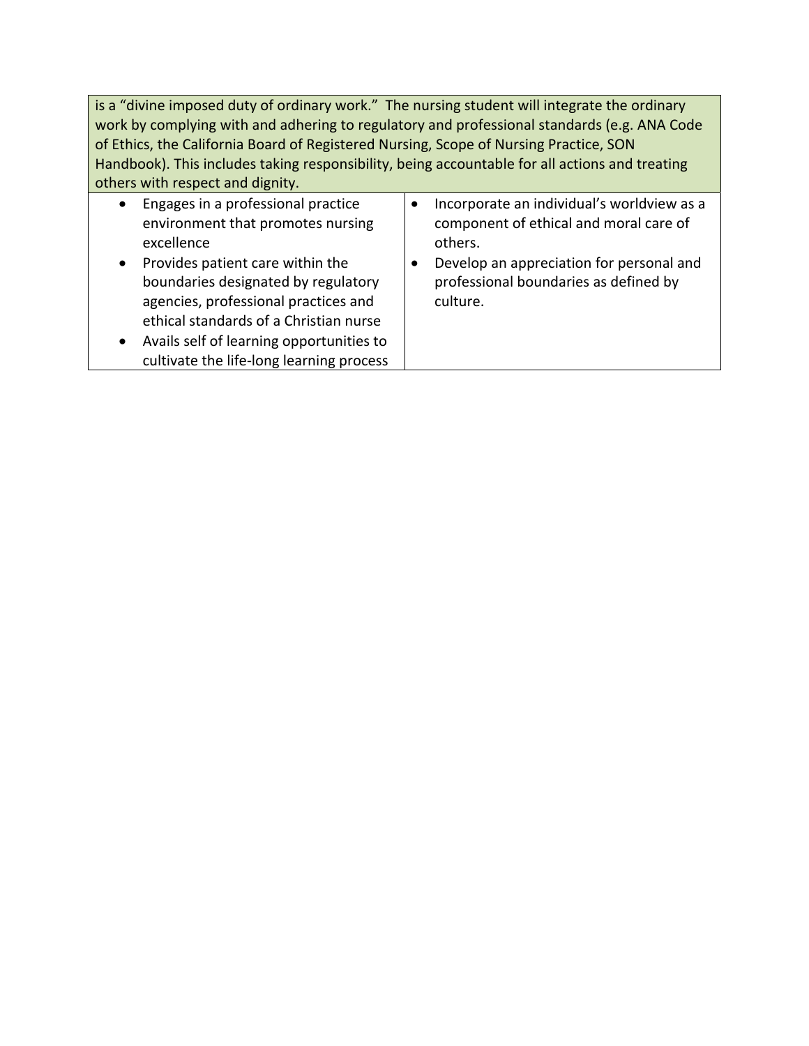| is a "divine imposed duty of ordinary work." The nursing student will integrate the ordinary work by complying with and adhering to regulatory and professional standards (e.g. ANA Code of Ethics, the California Board of Registered Nursing, Scope of Nursing Practice, SON Handbook). This includes taking responsibility, being accountable for all actions and treating others with respect and dignity. | |
|---|---|
| • Engages in a professional practice environment that promotes nursing excellence<br>• Provides patient care within the boundaries designated by regulatory agencies, professional practices and ethical standards of a Christian nurse<br>• Avails self of learning opportunities to cultivate the life-long learning process | • Incorporate an individual's worldview as a component of ethical and moral care of others.<br>• Develop an appreciation for personal and professional boundaries as defined by culture. |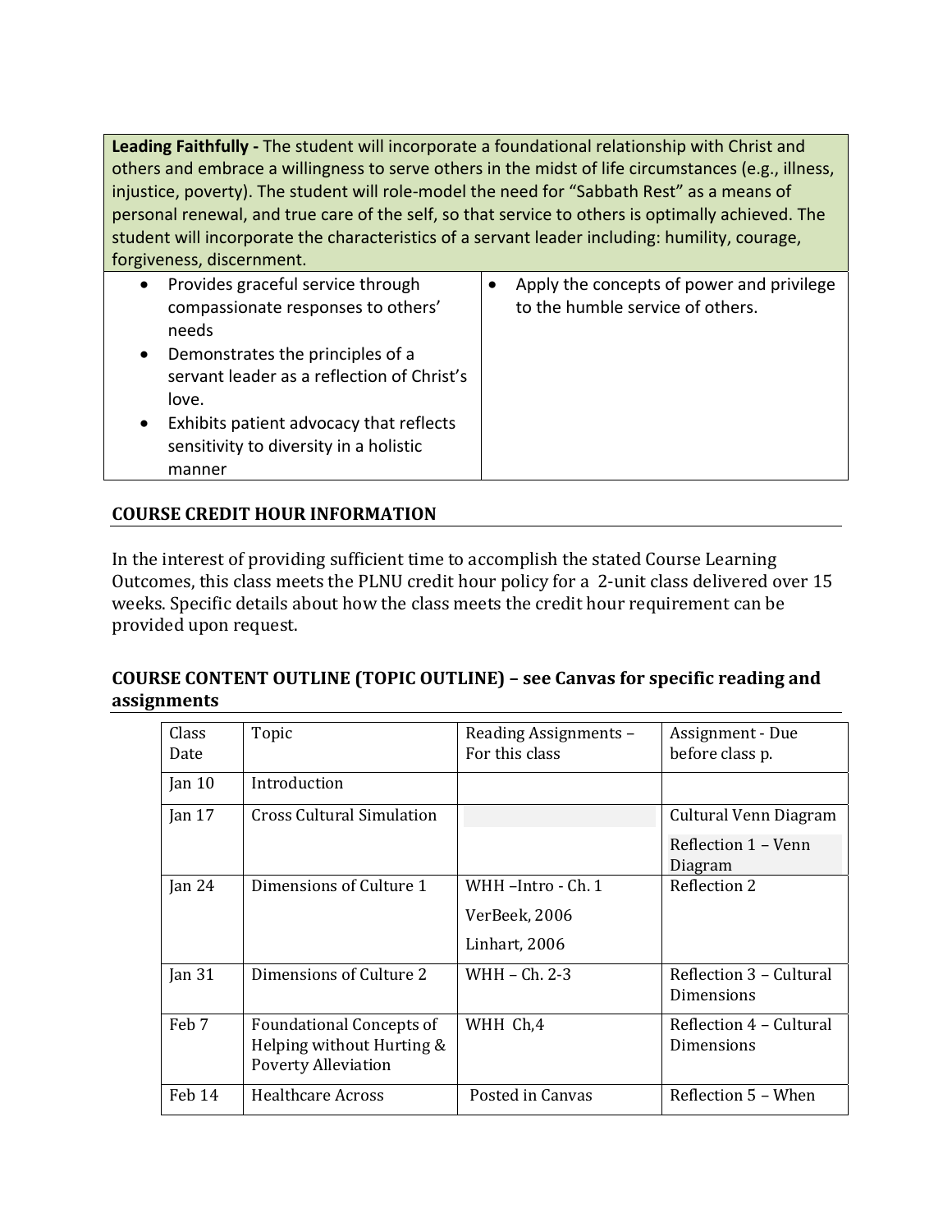| **Leading Faithfully -** The student will incorporate a foundational relationship with Christ and others and embrace a willingness to serve others in the midst of life circumstances (e.g., illness, injustice, poverty). The student will role-model the need for "Sabbath Rest" as a means of personal renewal, and true care of the self, so that service to others is optimally achieved. The student will incorporate the characteristics of a servant leader including: humility, courage, forgiveness, discernment. | |
| --- | --- |
| • Provides graceful service through compassionate responses to others' needs<br>• Demonstrates the principles of a servant leader as a reflection of Christ's love.<br>• Exhibits patient advocacy that reflects sensitivity to diversity in a holistic manner | • Apply the concepts of power and privilege to the humble service of others. |

## COURSE CREDIT HOUR INFORMATION

In the interest of providing sufficient time to accomplish the stated Course Learning Outcomes, this class meets the PLNU credit hour policy for a 2-unit class delivered over 15 weeks. Specific details about how the class meets the credit hour requirement can be provided upon request.

## COURSE CONTENT OUTLINE (TOPIC OUTLINE) – see Canvas for specific reading and assignments

| Class Date | Topic | Reading Assignments – For this class | Assignment - Due before class p. |
| --- | --- | --- | --- |
| Jan 10 | Introduction | | |
| Jan 17 | Cross Cultural Simulation | | Cultural Venn Diagram<br>Reflection 1 – Venn Diagram |
| Jan 24 | Dimensions of Culture 1 | WHH –Intro - Ch. 1<br>VerBeek, 2006<br>Linhart, 2006 | Reflection 2 |
| Jan 31 | Dimensions of Culture 2 | WHH – Ch. 2-3 | Reflection 3 – Cultural Dimensions |
| Feb 7 | Foundational Concepts of Helping without Hurting & Poverty Alleviation | WHH Ch,4 | Reflection 4 – Cultural Dimensions |
| Feb 14 | Healthcare Across | Posted in Canvas | Reflection 5 – When |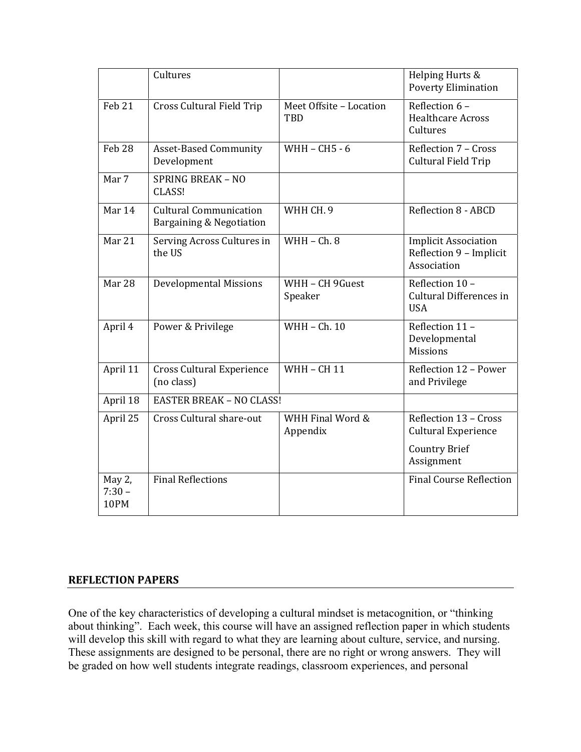| | | | |
|---|---|---|---|
| | Cultures | | Helping Hurts & Poverty Elimination |
| Feb 21 | Cross Cultural Field Trip | Meet Offsite – Location TBD | Reflection 6 – Healthcare Across Cultures |
| Feb 28 | Asset-Based Community Development | WHH – CH5 - 6 | Reflection 7 – Cross Cultural Field Trip |
| Mar 7 | SPRING BREAK – NO CLASS! | | |
| Mar 14 | Cultural Communication Bargaining & Negotiation | WHH CH. 9 | Reflection 8 - ABCD |
| Mar 21 | Serving Across Cultures in the US | WHH – Ch. 8 | Implicit Association Reflection 9 – Implicit Association |
| Mar 28 | Developmental Missions | WHH – CH 9Guest Speaker | Reflection 10 – Cultural Differences in USA |
| April 4 | Power & Privilege | WHH – Ch. 10 | Reflection 11 – Developmental Missions |
| April 11 | Cross Cultural Experience (no class) | WHH – CH 11 | Reflection 12 – Power and Privilege |
| April 18 | EASTER BREAK – NO CLASS! | | |
| April 25 | Cross Cultural share-out | WHH Final Word & Appendix | Reflection 13 – Cross Cultural Experience<br>Country Brief Assignment |
| May 2, 7:30 – 10PM | Final Reflections | | Final Course Reflection |

## REFLECTION PAPERS

One of the key characteristics of developing a cultural mindset is metacognition, or "thinking about thinking". Each week, this course will have an assigned reflection paper in which students will develop this skill with regard to what they are learning about culture, service, and nursing. These assignments are designed to be personal, there are no right or wrong answers. They will be graded on how well students integrate readings, classroom experiences, and personal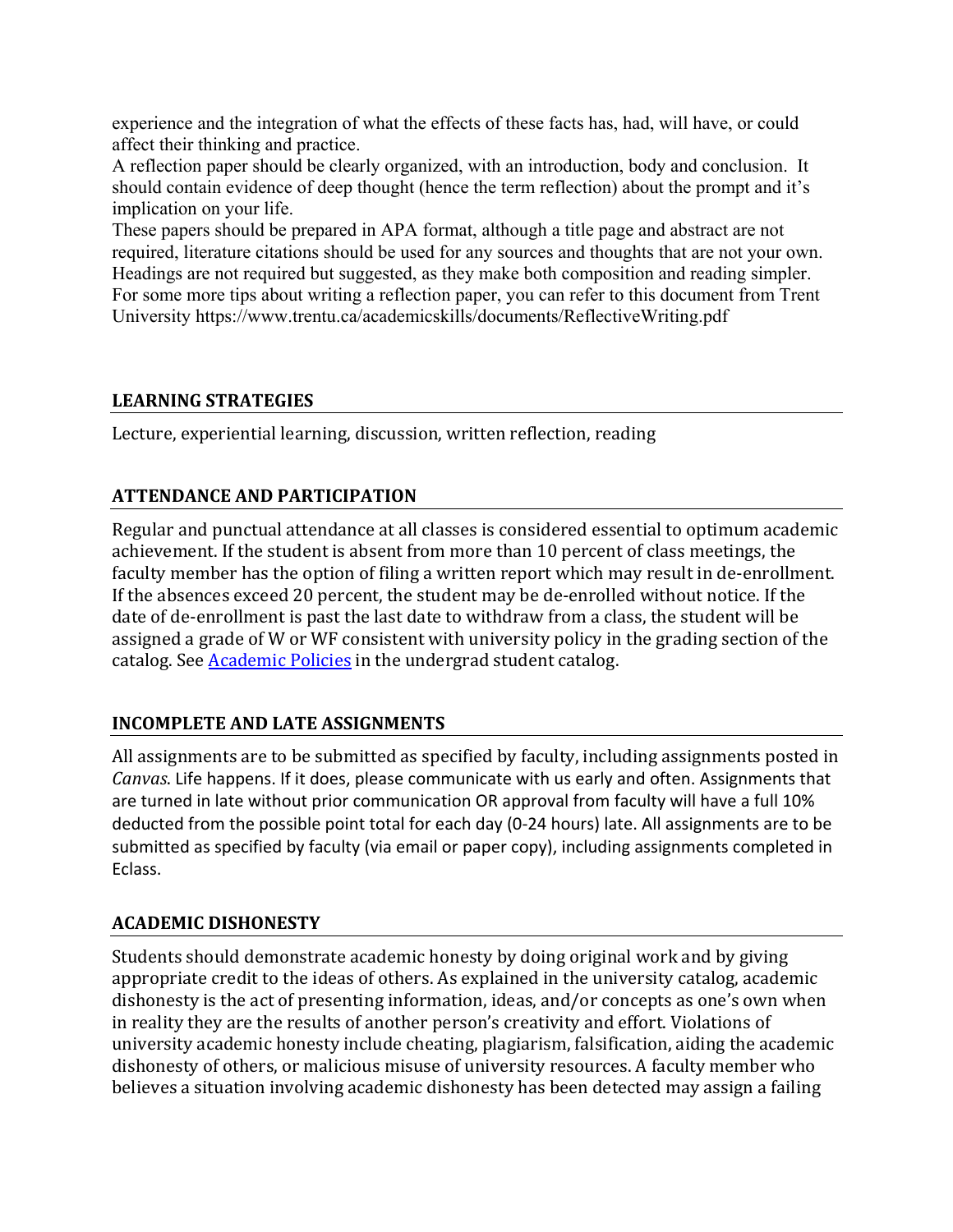experience and the integration of what the effects of these facts has, had, will have, or could affect their thinking and practice.

A reflection paper should be clearly organized, with an introduction, body and conclusion. It should contain evidence of deep thought (hence the term reflection) about the prompt and it's implication on your life.

These papers should be prepared in APA format, although a title page and abstract are not required, literature citations should be used for any sources and thoughts that are not your own. Headings are not required but suggested, as they make both composition and reading simpler. For some more tips about writing a reflection paper, you can refer to this document from Trent University https://www.trentu.ca/academicskills/documents/ReflectiveWriting.pdf

## LEARNING STRATEGIES

Lecture, experiential learning, discussion, written reflection, reading

## ATTENDANCE AND PARTICIPATION

Regular and punctual attendance at all classes is considered essential to optimum academic achievement. If the student is absent from more than 10 percent of class meetings, the faculty member has the option of filing a written report which may result in de-enrollment. If the absences exceed 20 percent, the student may be de-enrolled without notice. If the date of de-enrollment is past the last date to withdraw from a class, the student will be assigned a grade of W or WF consistent with university policy in the grading section of the catalog. See [Academic Policies] in the undergrad student catalog.

## INCOMPLETE AND LATE ASSIGNMENTS

All assignments are to be submitted as specified by faculty, including assignments posted in *Canvas*. Life happens. If it does, please communicate with us early and often. Assignments that are turned in late without prior communication OR approval from faculty will have a full 10% deducted from the possible point total for each day (0-24 hours) late. All assignments are to be submitted as specified by faculty (via email or paper copy), including assignments completed in Eclass.

## ACADEMIC DISHONESTY

Students should demonstrate academic honesty by doing original work and by giving appropriate credit to the ideas of others. As explained in the university catalog, academic dishonesty is the act of presenting information, ideas, and/or concepts as one's own when in reality they are the results of another person's creativity and effort. Violations of university academic honesty include cheating, plagiarism, falsification, aiding the academic dishonesty of others, or malicious misuse of university resources. A faculty member who believes a situation involving academic dishonesty has been detected may assign a failing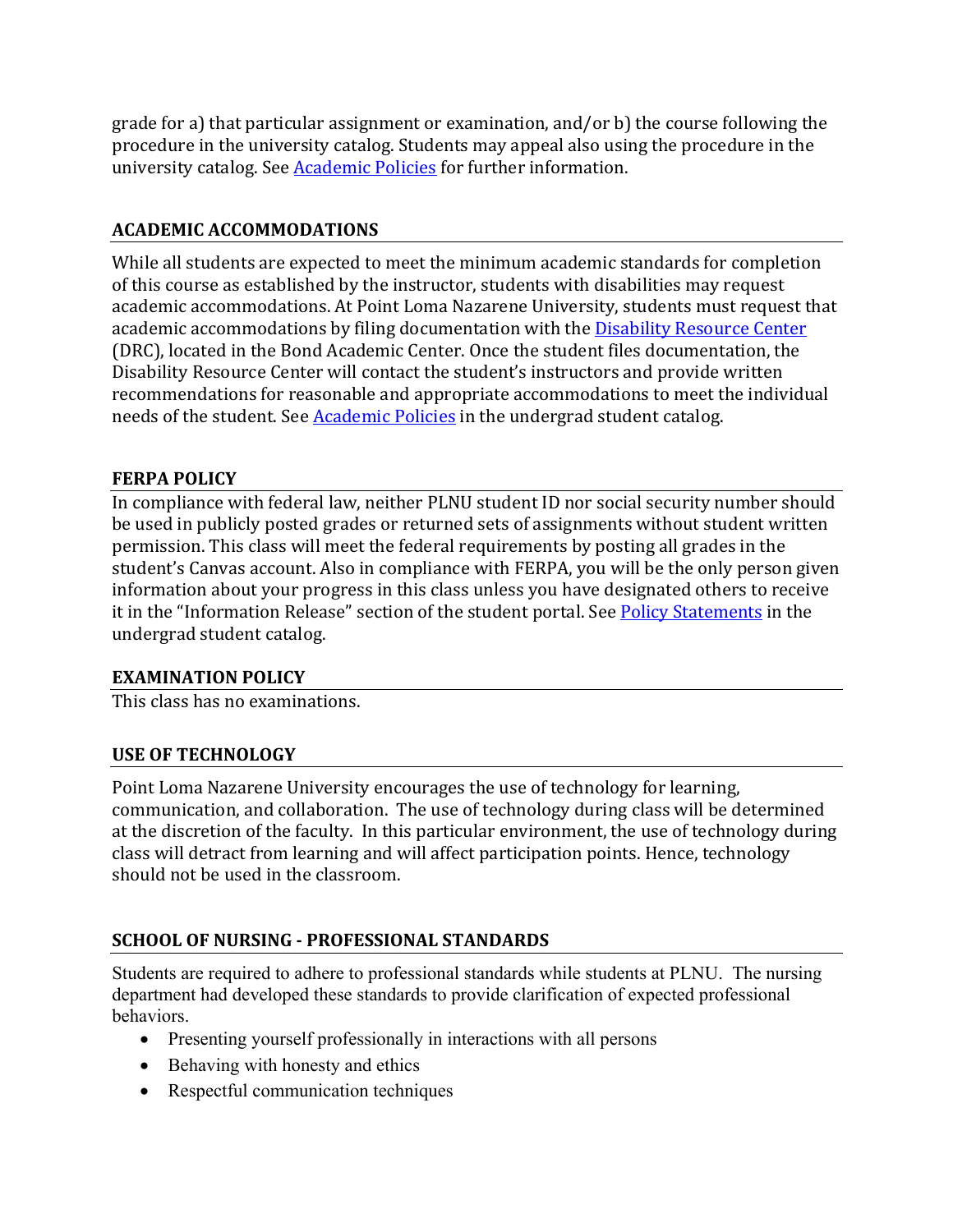grade for a) that particular assignment or examination, and/or b) the course following the procedure in the university catalog. Students may appeal also using the procedure in the university catalog. See Academic Policies for further information.

## ACADEMIC ACCOMMODATIONS

While all students are expected to meet the minimum academic standards for completion of this course as established by the instructor, students with disabilities may request academic accommodations. At Point Loma Nazarene University, students must request that academic accommodations by filing documentation with the Disability Resource Center (DRC), located in the Bond Academic Center. Once the student files documentation, the Disability Resource Center will contact the student's instructors and provide written recommendations for reasonable and appropriate accommodations to meet the individual needs of the student. See Academic Policies in the undergrad student catalog.

## FERPA POLICY

In compliance with federal law, neither PLNU student ID nor social security number should be used in publicly posted grades or returned sets of assignments without student written permission. This class will meet the federal requirements by posting all grades in the student's Canvas account. Also in compliance with FERPA, you will be the only person given information about your progress in this class unless you have designated others to receive it in the "Information Release" section of the student portal. See Policy Statements in the undergrad student catalog.

## EXAMINATION POLICY

This class has no examinations.

## USE OF TECHNOLOGY

Point Loma Nazarene University encourages the use of technology for learning, communication, and collaboration. The use of technology during class will be determined at the discretion of the faculty. In this particular environment, the use of technology during class will detract from learning and will affect participation points. Hence, technology should not be used in the classroom.

## SCHOOL OF NURSING - PROFESSIONAL STANDARDS

Students are required to adhere to professional standards while students at PLNU. The nursing department had developed these standards to provide clarification of expected professional behaviors.

- Presenting yourself professionally in interactions with all persons
- Behaving with honesty and ethics
- Respectful communication techniques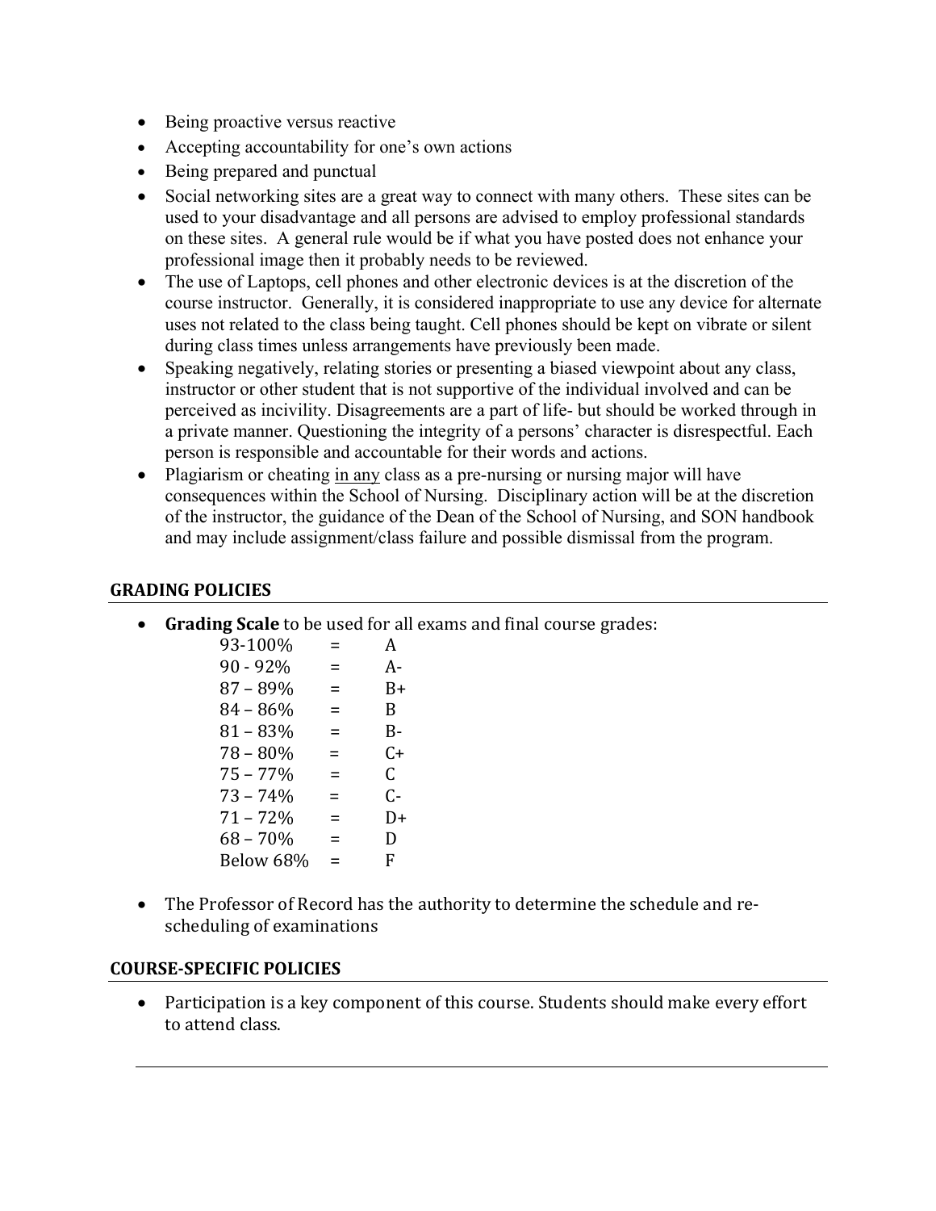- Being proactive versus reactive
- Accepting accountability for one's own actions
- Being prepared and punctual
- Social networking sites are a great way to connect with many others. These sites can be used to your disadvantage and all persons are advised to employ professional standards on these sites. A general rule would be if what you have posted does not enhance your professional image then it probably needs to be reviewed.
- The use of Laptops, cell phones and other electronic devices is at the discretion of the course instructor. Generally, it is considered inappropriate to use any device for alternate uses not related to the class being taught. Cell phones should be kept on vibrate or silent during class times unless arrangements have previously been made.
- Speaking negatively, relating stories or presenting a biased viewpoint about any class, instructor or other student that is not supportive of the individual involved and can be perceived as incivility. Disagreements are a part of life- but should be worked through in a private manner. Questioning the integrity of a persons' character is disrespectful. Each person is responsible and accountable for their words and actions.
- Plagiarism or cheating <u>in any</u> class as a pre-nursing or nursing major will have consequences within the School of Nursing. Disciplinary action will be at the discretion of the instructor, the guidance of the Dean of the School of Nursing, and SON handbook and may include assignment/class failure and possible dismissal from the program.

## GRADING POLICIES

- **Grading Scale** to be used for all exams and final course grades:

| Percentage | | Grade |
|---|---|---|
| 93-100% | = | A |
| 90 - 92% | = | A- |
| 87 – 89% | = | B+ |
| 84 – 86% | = | B |
| 81 – 83% | = | B- |
| 78 – 80% | = | C+ |
| 75 – 77% | = | C |
| 73 – 74% | = | C- |
| 71 – 72% | = | D+ |
| 68 – 70% | = | D |
| Below 68% | = | F |

- The Professor of Record has the authority to determine the schedule and re-scheduling of examinations

## COURSE-SPECIFIC POLICIES

- Participation is a key component of this course. Students should make every effort to attend class.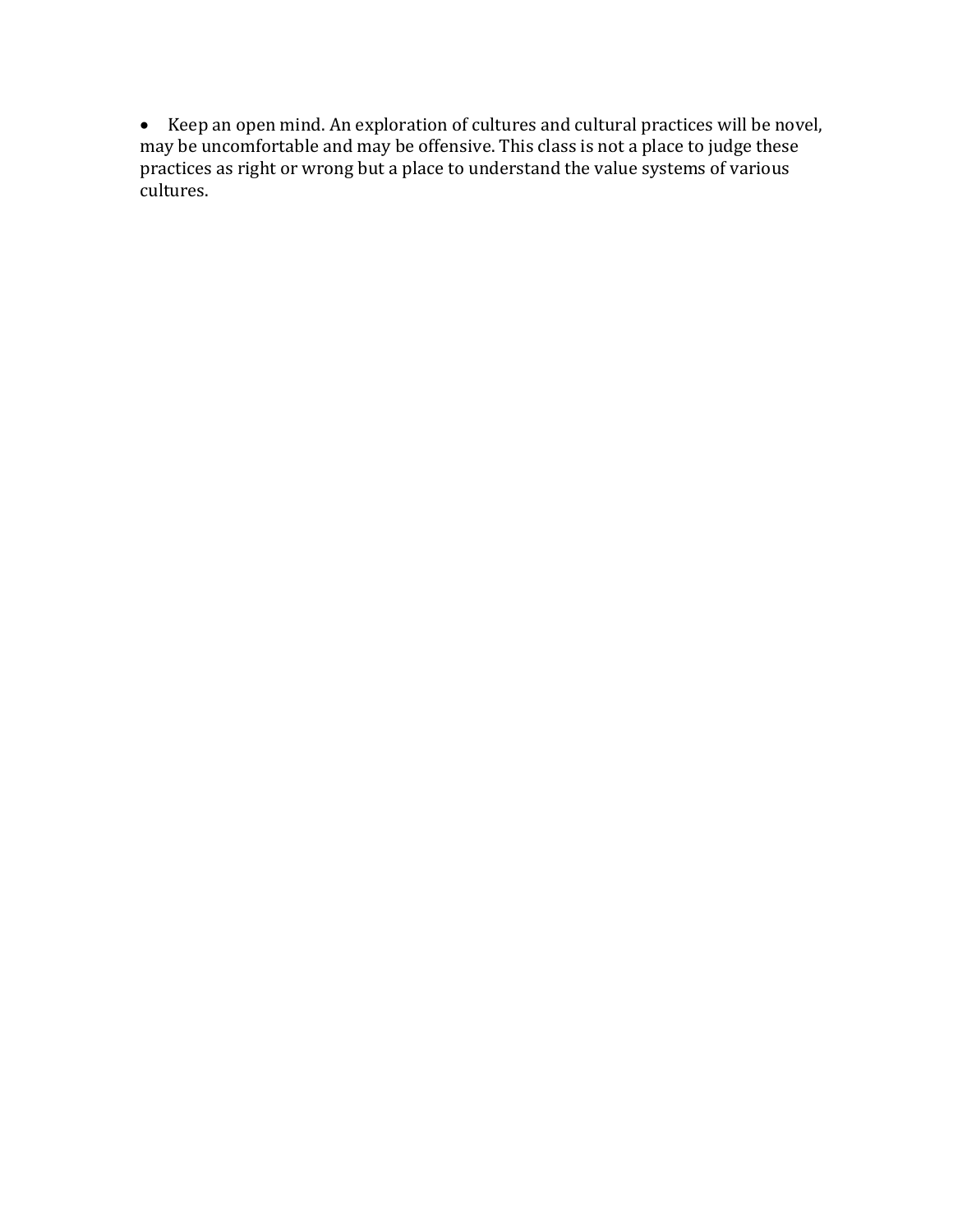- Keep an open mind. An exploration of cultures and cultural practices will be novel, may be uncomfortable and may be offensive. This class is not a place to judge these practices as right or wrong but a place to understand the value systems of various cultures.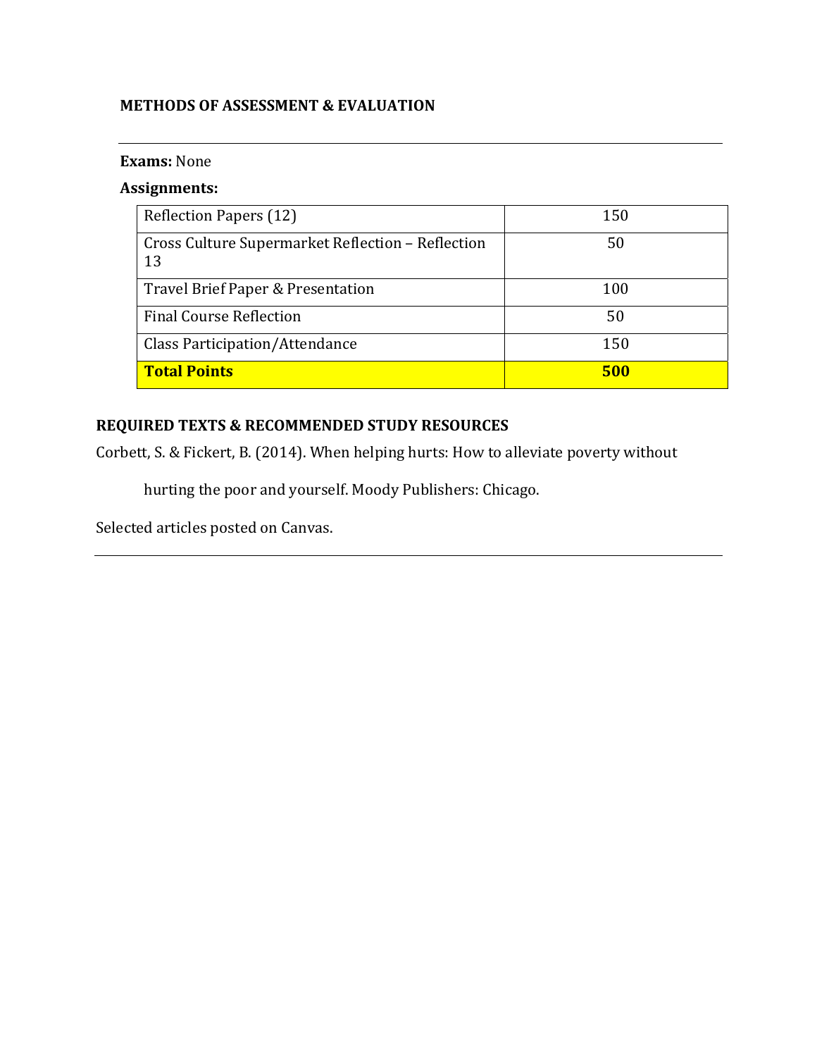## METHODS OF ASSESSMENT & EVALUATION

**Exams:** None

**Assignments:**

| | |
|---|---|
| Reflection Papers (12) | 150 |
| Cross Culture Supermarket Reflection – Reflection 13 | 50 |
| Travel Brief Paper & Presentation | 100 |
| Final Course Reflection | 50 |
| Class Participation/Attendance | 150 |
| **Total Points** | **500** |

## REQUIRED TEXTS & RECOMMENDED STUDY RESOURCES

Corbett, S. & Fickert, B. (2014). When helping hurts: How to alleviate poverty without hurting the poor and yourself. Moody Publishers: Chicago.

Selected articles posted on Canvas.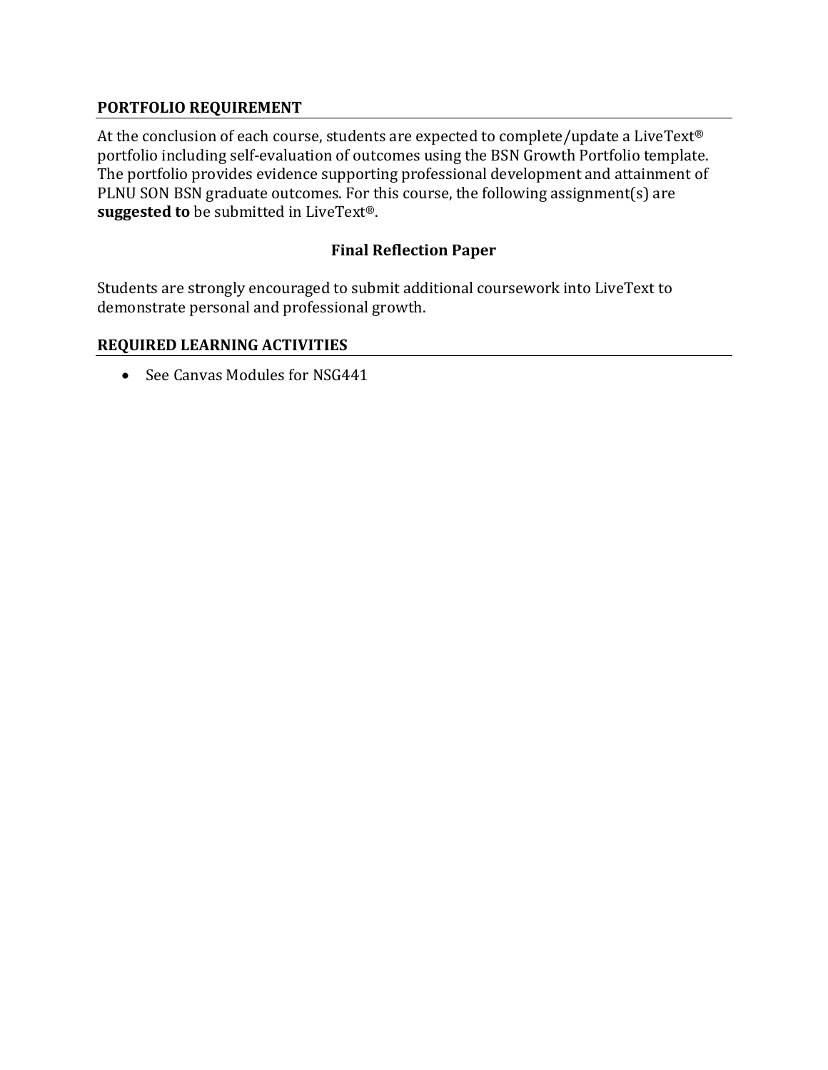## PORTFOLIO REQUIREMENT

At the conclusion of each course, students are expected to complete/update a LiveText® portfolio including self-evaluation of outcomes using the BSN Growth Portfolio template. The portfolio provides evidence supporting professional development and attainment of PLNU SON BSN graduate outcomes. For this course, the following assignment(s) are **suggested to** be submitted in LiveText®.

**Final Reflection Paper**

Students are strongly encouraged to submit additional coursework into LiveText to demonstrate personal and professional growth.

## REQUIRED LEARNING ACTIVITIES

- See Canvas Modules for NSG441